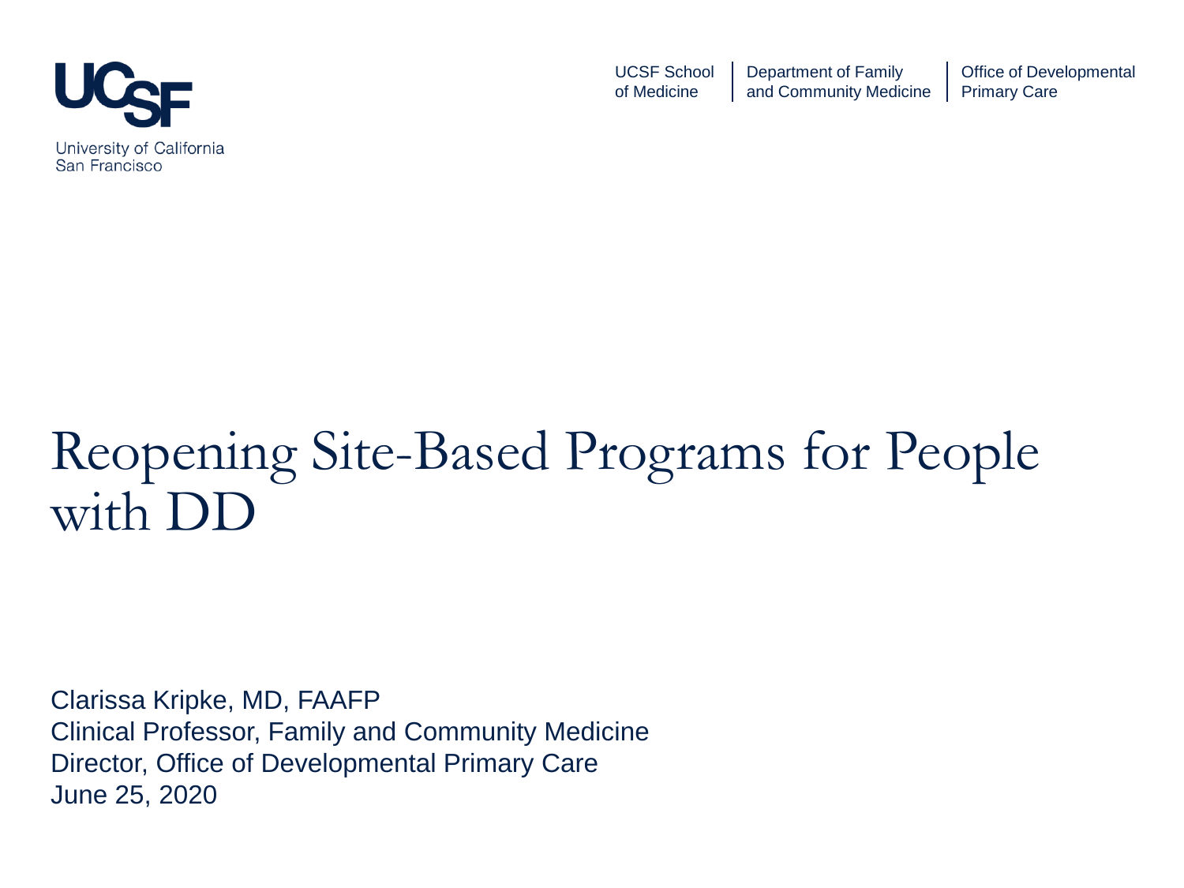UCSF

University of California San Francisco

UCSF School of Medicine | Department of Family and Community Medicine | Office of Developmental Primary Care

# Reopening Site-Based Programs for People with DD

Clarissa Kripke, MD, FAAFP
Clinical Professor, Family and Community Medicine
Director, Office of Developmental Primary Care
June 25, 2020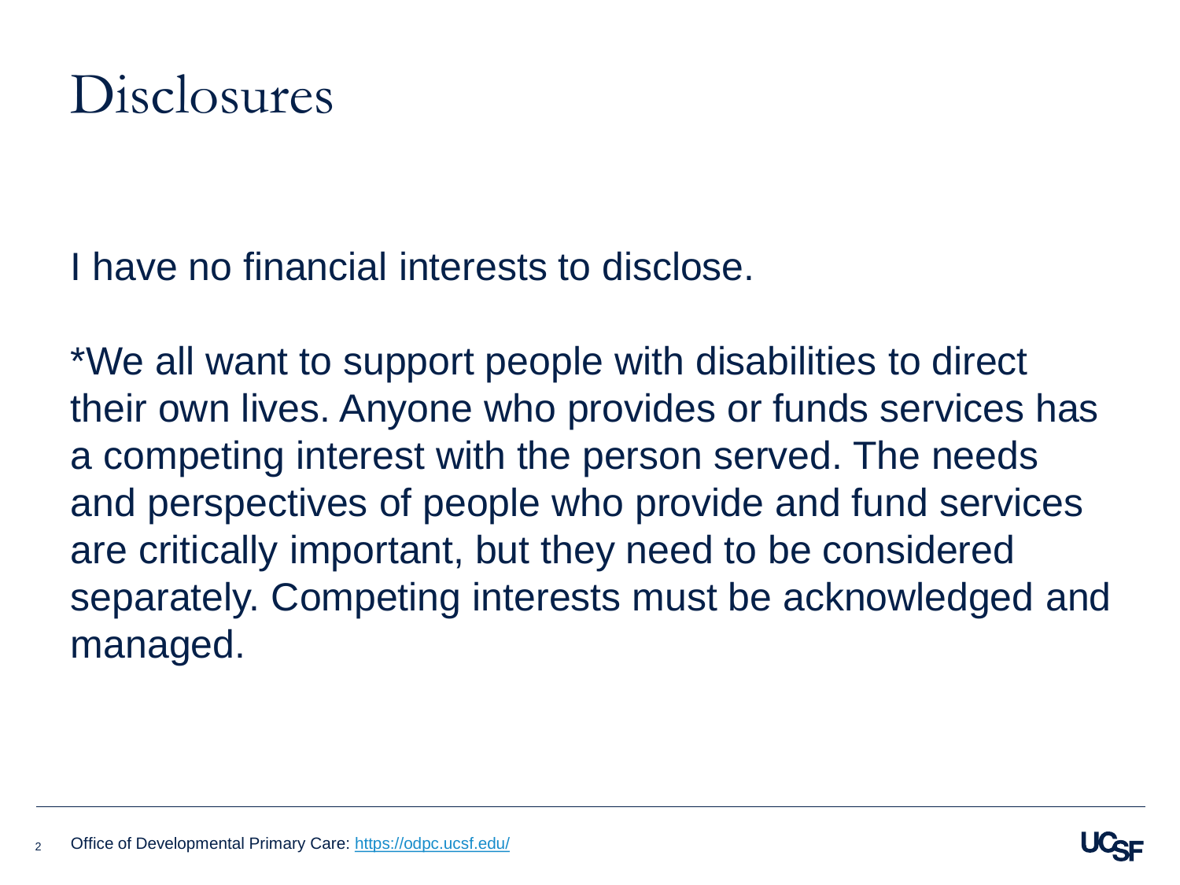# Disclosures

I have no financial interests to disclose.

*We all want to support people with disabilities to direct their own lives. Anyone who provides or funds services has a competing interest with the person served. The needs and perspectives of people who provide and fund services are critically important, but they need to be considered separately. Competing interests must be acknowledged and managed.

Office of Developmental Primary Care: https://odpc.ucsf.edu/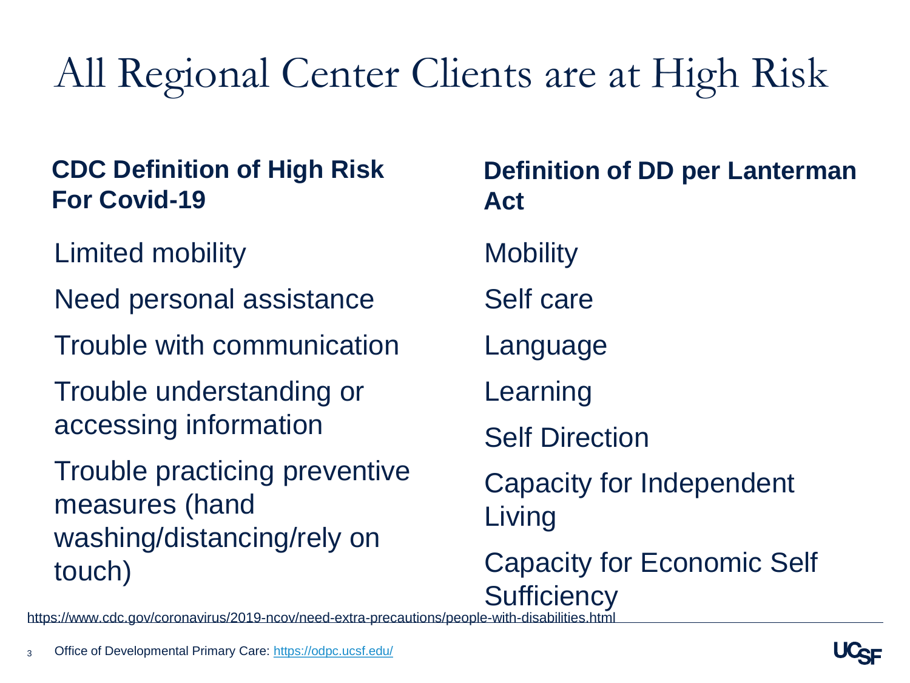# All Regional Center Clients are at High Risk

**CDC Definition of High Risk For Covid-19**

- Limited mobility
- Need personal assistance
- Trouble with communication
- Trouble understanding or accessing information
- Trouble practicing preventive measures (hand washing/distancing/rely on touch)

**Definition of DD per Lanterman Act**

- Mobility
- Self care
- Language
- Learning
- Self Direction
- Capacity for Independent Living
- Capacity for Economic Self Sufficiency

https://www.cdc.gov/coronavirus/2019-ncov/need-extra-precautions/people-with-disabilities.html

Office of Developmental Primary Care: https://odpc.ucsf.edu/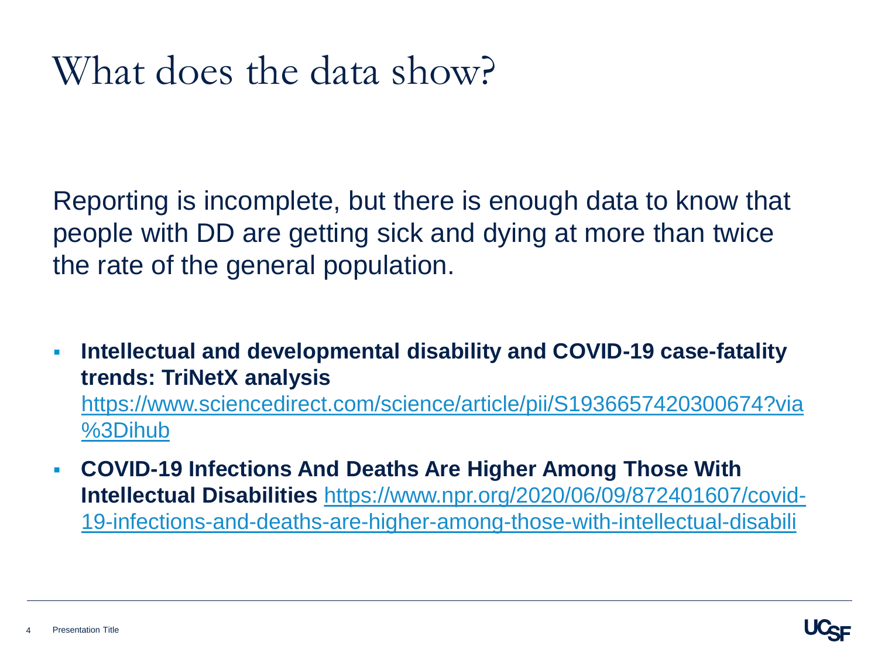# What does the data show?

Reporting is incomplete, but there is enough data to know that people with DD are getting sick and dying at more than twice the rate of the general population.

- **Intellectual and developmental disability and COVID-19 case-fatality trends: TriNetX analysis** https://www.sciencedirect.com/science/article/pii/S1936657420300674?via%3Dihub
- **COVID-19 Infections And Deaths Are Higher Among Those With Intellectual Disabilities** https://www.npr.org/2020/06/09/872401607/covid-19-infections-and-deaths-are-higher-among-those-with-intellectual-disabili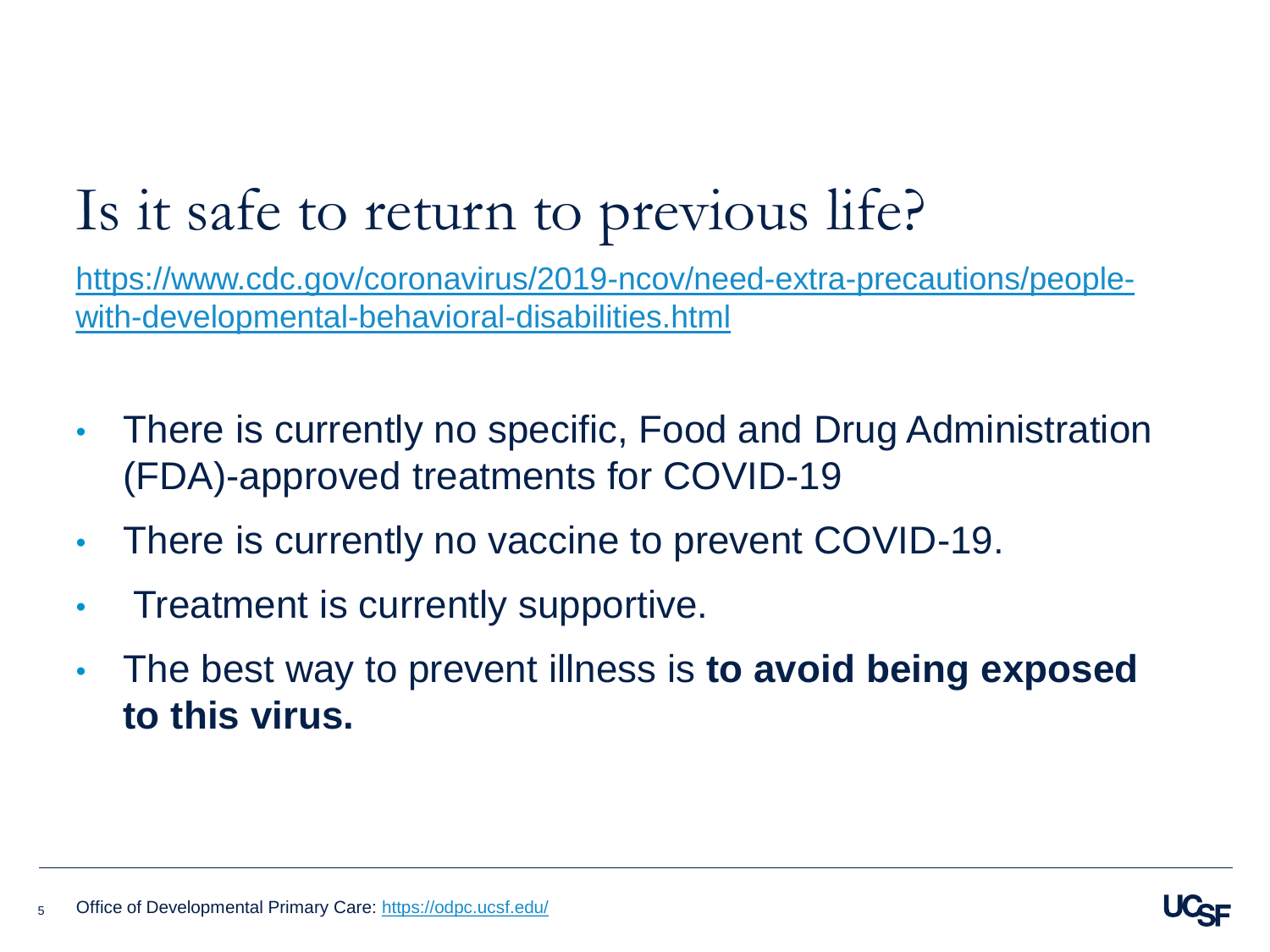# Is it safe to return to previous life?

[https://www.cdc.gov/coronavirus/2019-ncov/need-extra-precautions/people-with-developmental-behavioral-disabilities.html](https://www.cdc.gov/coronavirus/2019-ncov/need-extra-precautions/people-with-developmental-behavioral-disabilities.html)

- There is currently no specific, Food and Drug Administration (FDA)-approved treatments for COVID-19
- There is currently no vaccine to prevent COVID-19.
- Treatment is currently supportive.
- The best way to prevent illness is **to avoid being exposed to this virus.**

Office of Developmental Primary Care: [https://odpc.ucsf.edu/](https://odpc.ucsf.edu/)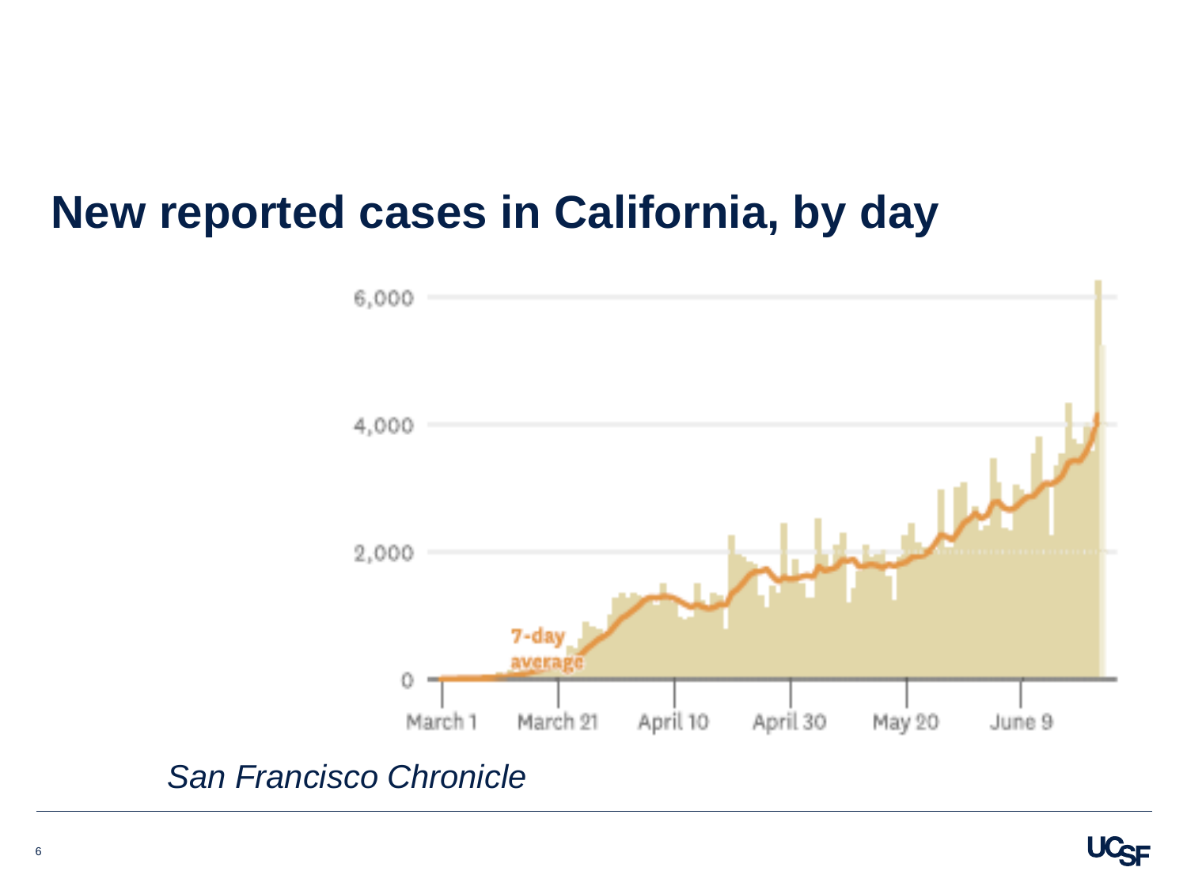# New reported cases in California, by day

*San Francisco Chronicle*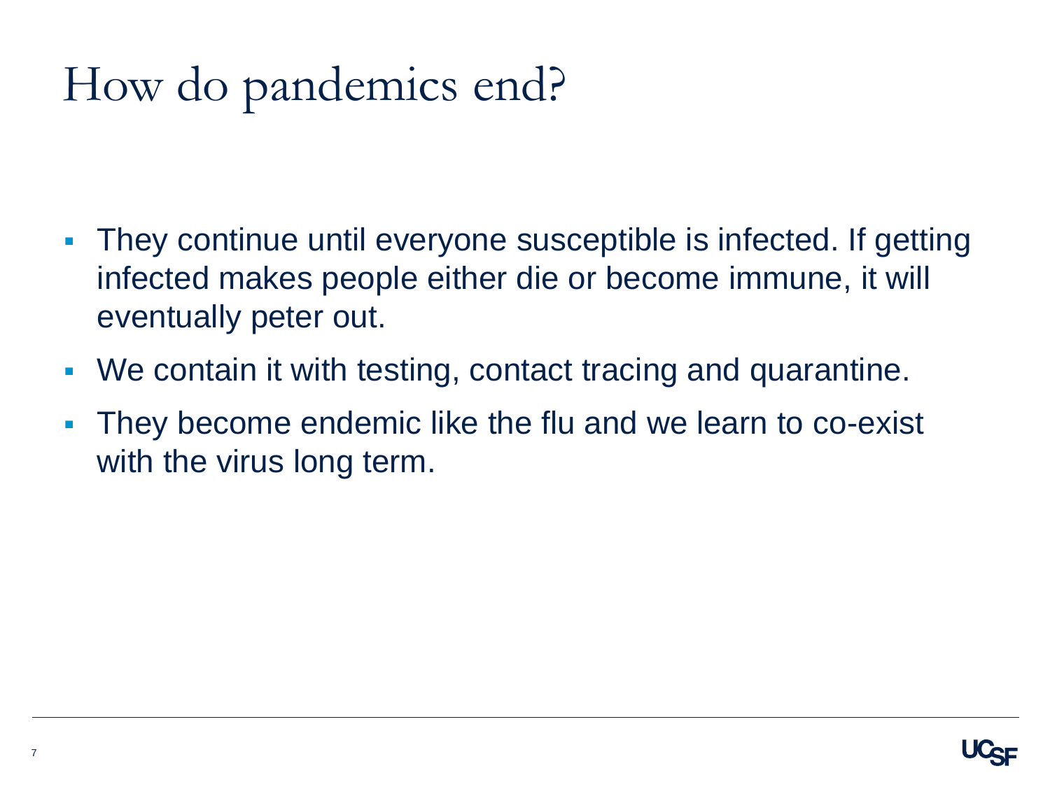# How do pandemics end?

- They continue until everyone susceptible is infected. If getting infected makes people either die or become immune, it will eventually peter out.
- We contain it with testing, contact tracing and quarantine.
- They become endemic like the flu and we learn to co-exist with the virus long term.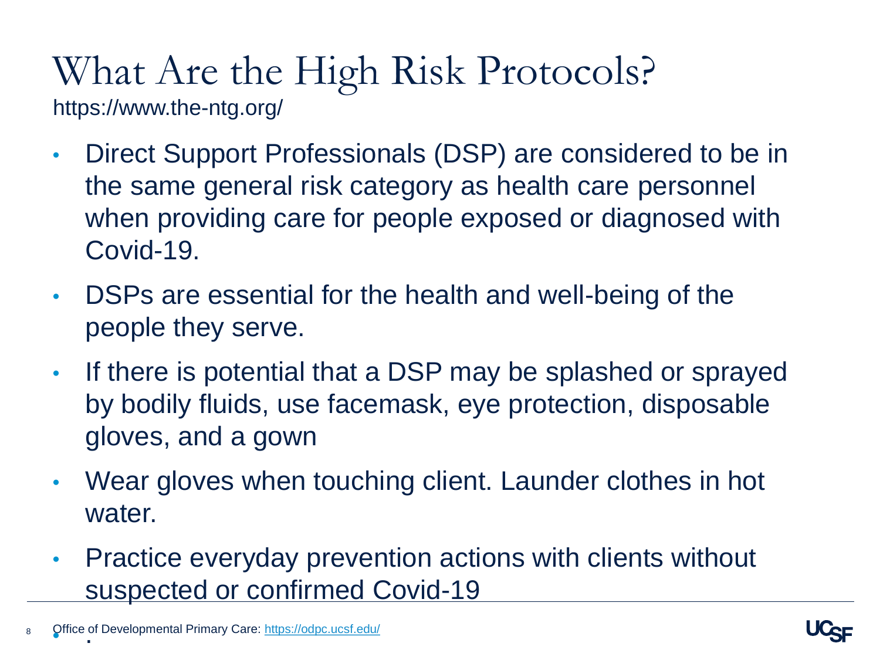# What Are the High Risk Protocols?

https://www.the-ntg.org/

- Direct Support Professionals (DSP) are considered to be in the same general risk category as health care personnel when providing care for people exposed or diagnosed with Covid-19.
- DSPs are essential for the health and well-being of the people they serve.
- If there is potential that a DSP may be splashed or sprayed by bodily fluids, use facemask, eye protection, disposable gloves, and a gown
- Wear gloves when touching client. Launder clothes in hot water.
- Practice everyday prevention actions with clients without suspected or confirmed Covid-19

Office of Developmental Primary Care: https://odpc.ucsf.edu/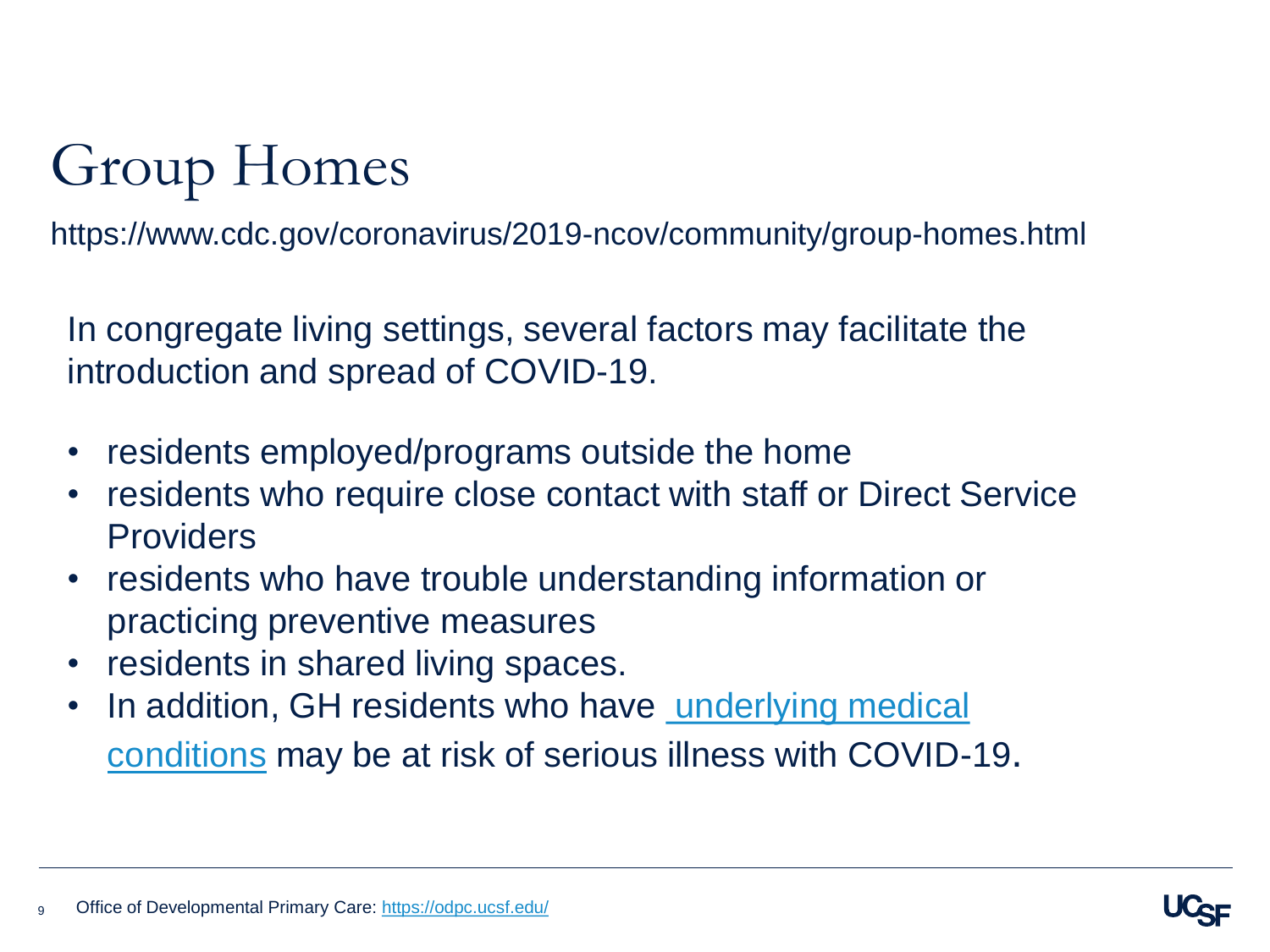# Group Homes

https://www.cdc.gov/coronavirus/2019-ncov/community/group-homes.html

In congregate living settings, several factors may facilitate the introduction and spread of COVID-19.

- residents employed/programs outside the home
- residents who require close contact with staff or Direct Service Providers
- residents who have trouble understanding information or practicing preventive measures
- residents in shared living spaces.
- In addition, GH residents who have underlying medical conditions may be at risk of serious illness with COVID-19.

Office of Developmental Primary Care: https://odpc.ucsf.edu/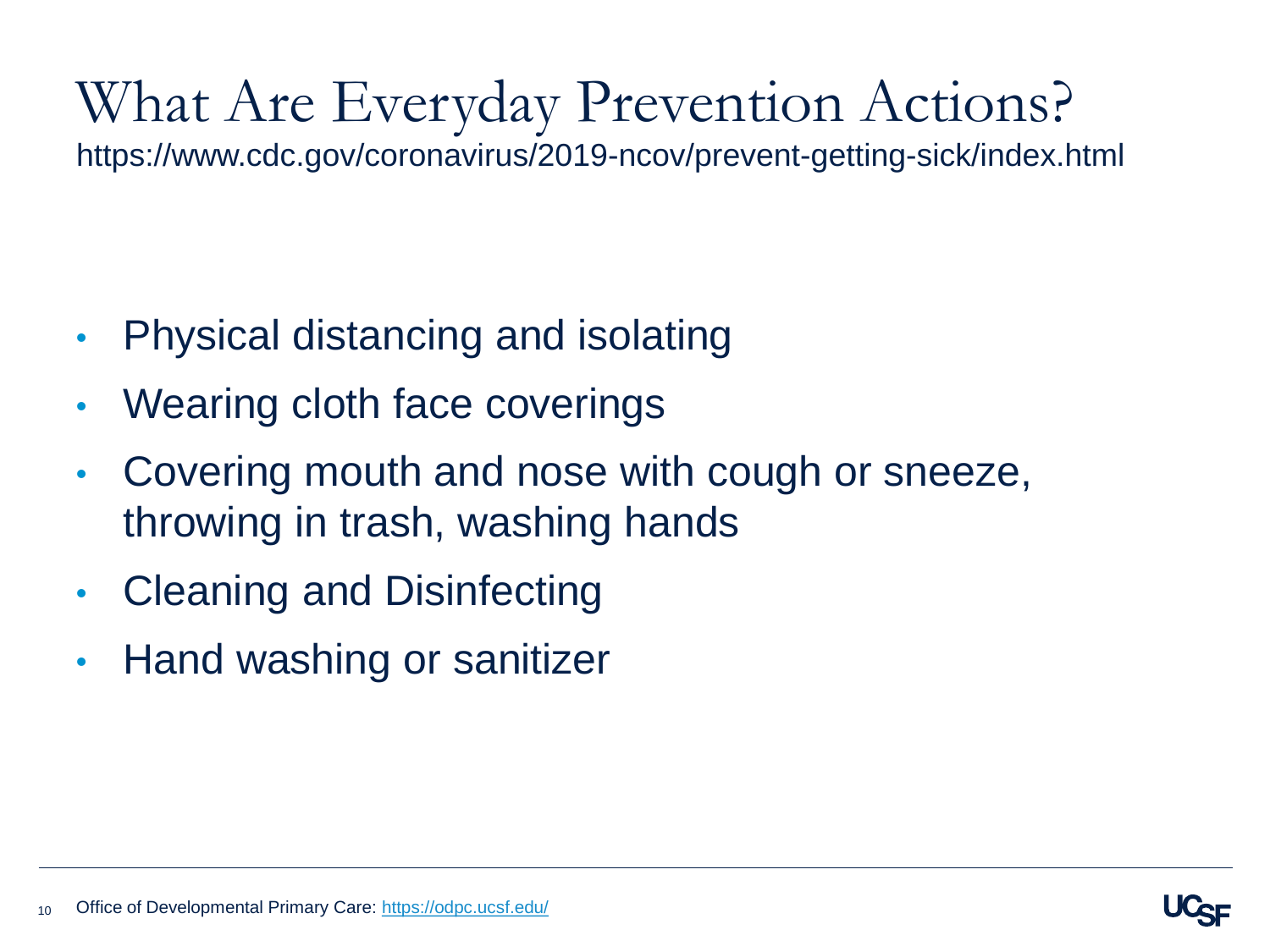# What Are Everyday Prevention Actions?

https://www.cdc.gov/coronavirus/2019-ncov/prevent-getting-sick/index.html

- Physical distancing and isolating
- Wearing cloth face coverings
- Covering mouth and nose with cough or sneeze, throwing in trash, washing hands
- Cleaning and Disinfecting
- Hand washing or sanitizer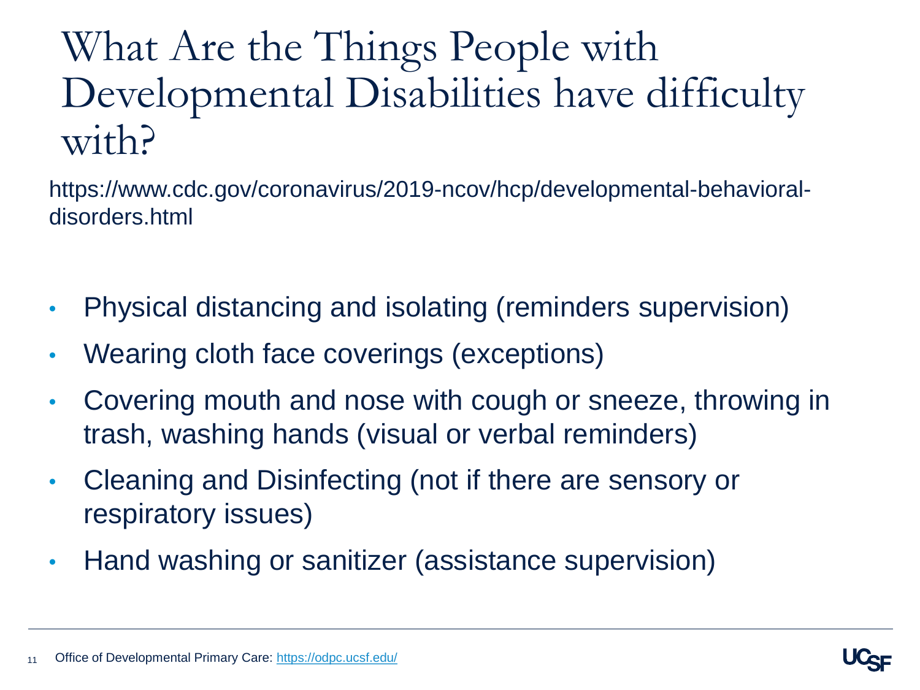# What Are the Things People with Developmental Disabilities have difficulty with?

https://www.cdc.gov/coronavirus/2019-ncov/hcp/developmental-behavioral-disorders.html

- Physical distancing and isolating (reminders supervision)
- Wearing cloth face coverings (exceptions)
- Covering mouth and nose with cough or sneeze, throwing in trash, washing hands (visual or verbal reminders)
- Cleaning and Disinfecting (not if there are sensory or respiratory issues)
- Hand washing or sanitizer (assistance supervision)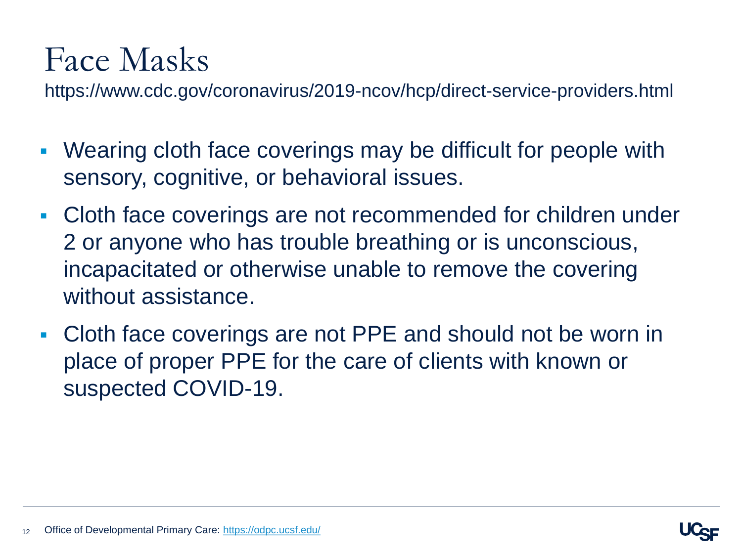# Face Masks

https://www.cdc.gov/coronavirus/2019-ncov/hcp/direct-service-providers.html

- Wearing cloth face coverings may be difficult for people with sensory, cognitive, or behavioral issues.
- Cloth face coverings are not recommended for children under 2 or anyone who has trouble breathing or is unconscious, incapacitated or otherwise unable to remove the covering without assistance.
- Cloth face coverings are not PPE and should not be worn in place of proper PPE for the care of clients with known or suspected COVID-19.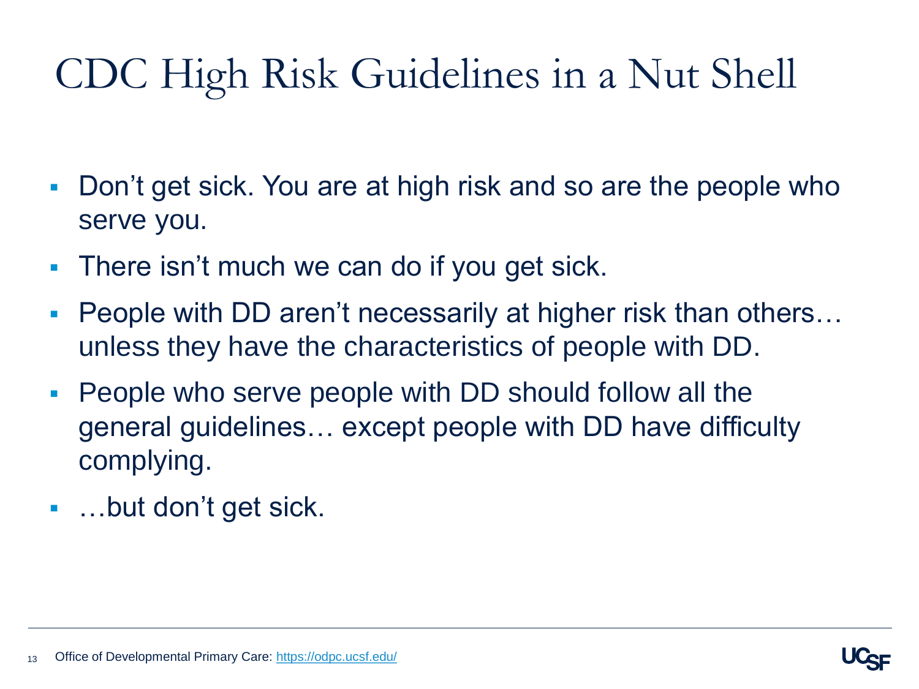# CDC High Risk Guidelines in a Nut Shell

- Don't get sick. You are at high risk and so are the people who serve you.
- There isn't much we can do if you get sick.
- People with DD aren't necessarily at higher risk than others… unless they have the characteristics of people with DD.
- People who serve people with DD should follow all the general guidelines… except people with DD have difficulty complying.
- …but don't get sick.

Office of Developmental Primary Care: https://odpc.ucsf.edu/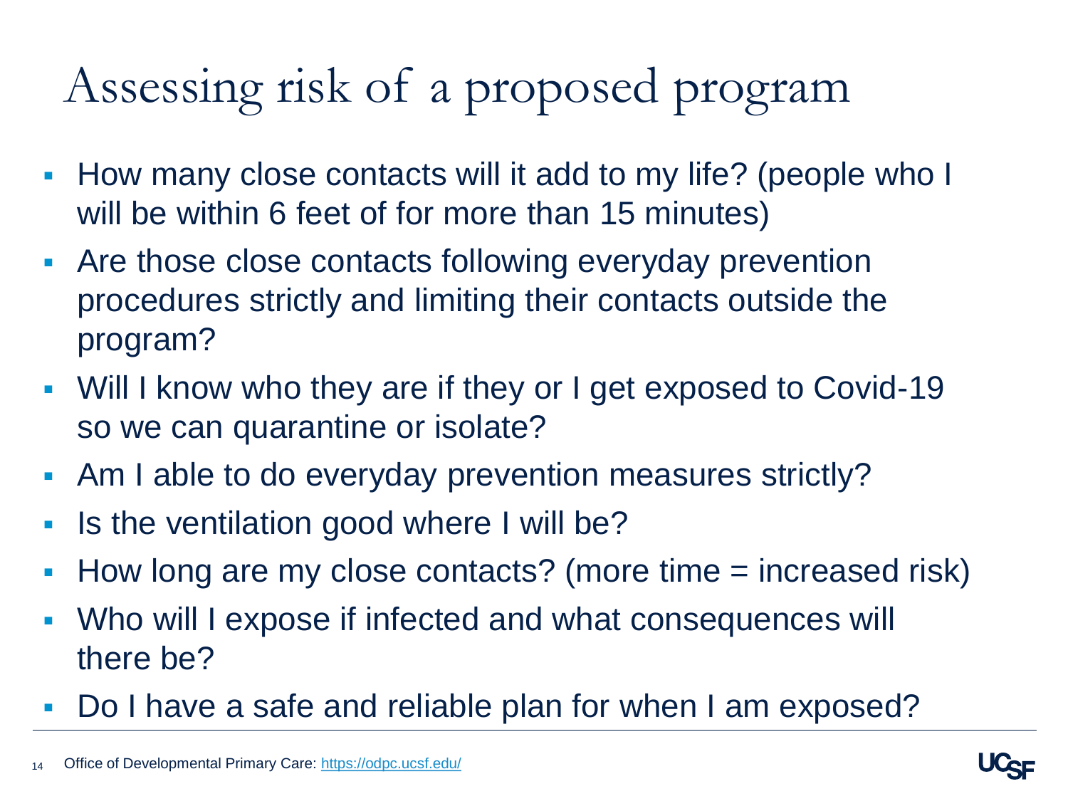# Assessing risk of a proposed program

- How many close contacts will it add to my life? (people who I will be within 6 feet of for more than 15 minutes)
- Are those close contacts following everyday prevention procedures strictly and limiting their contacts outside the program?
- Will I know who they are if they or I get exposed to Covid-19 so we can quarantine or isolate?
- Am I able to do everyday prevention measures strictly?
- Is the ventilation good where I will be?
- How long are my close contacts? (more time = increased risk)
- Who will I expose if infected and what consequences will there be?
- Do I have a safe and reliable plan for when I am exposed?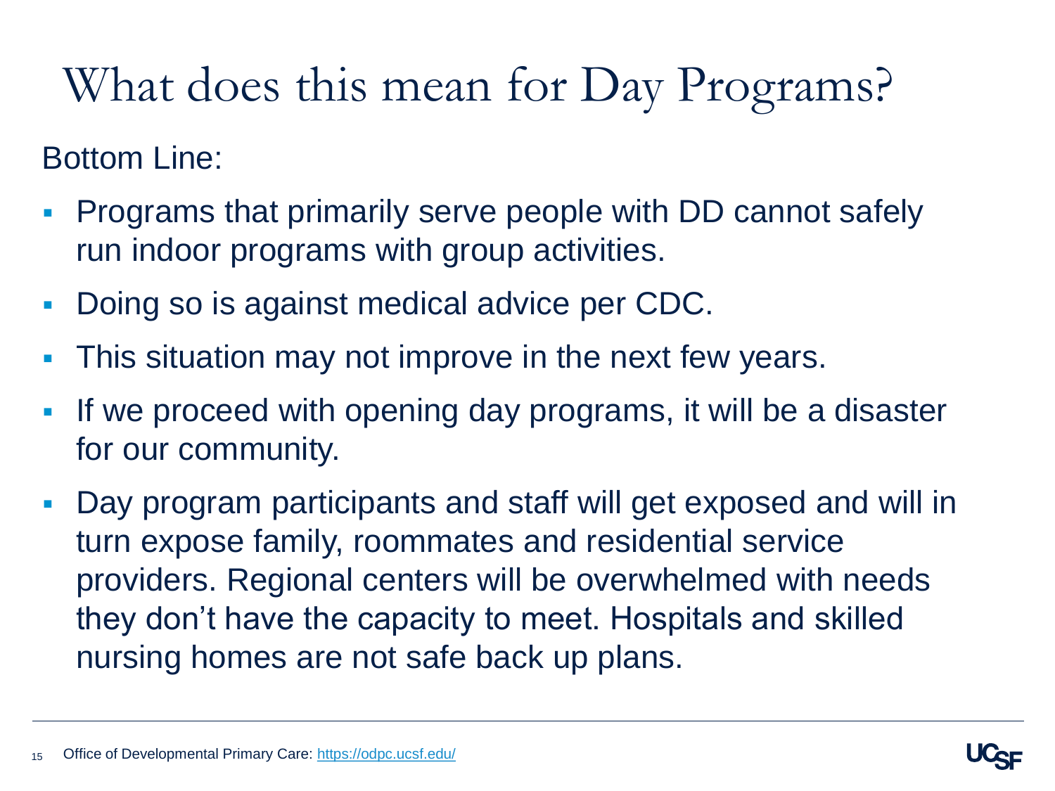# What does this mean for Day Programs?

Bottom Line:

- Programs that primarily serve people with DD cannot safely run indoor programs with group activities.
- Doing so is against medical advice per CDC.
- This situation may not improve in the next few years.
- If we proceed with opening day programs, it will be a disaster for our community.
- Day program participants and staff will get exposed and will in turn expose family, roommates and residential service providers. Regional centers will be overwhelmed with needs they don't have the capacity to meet. Hospitals and skilled nursing homes are not safe back up plans.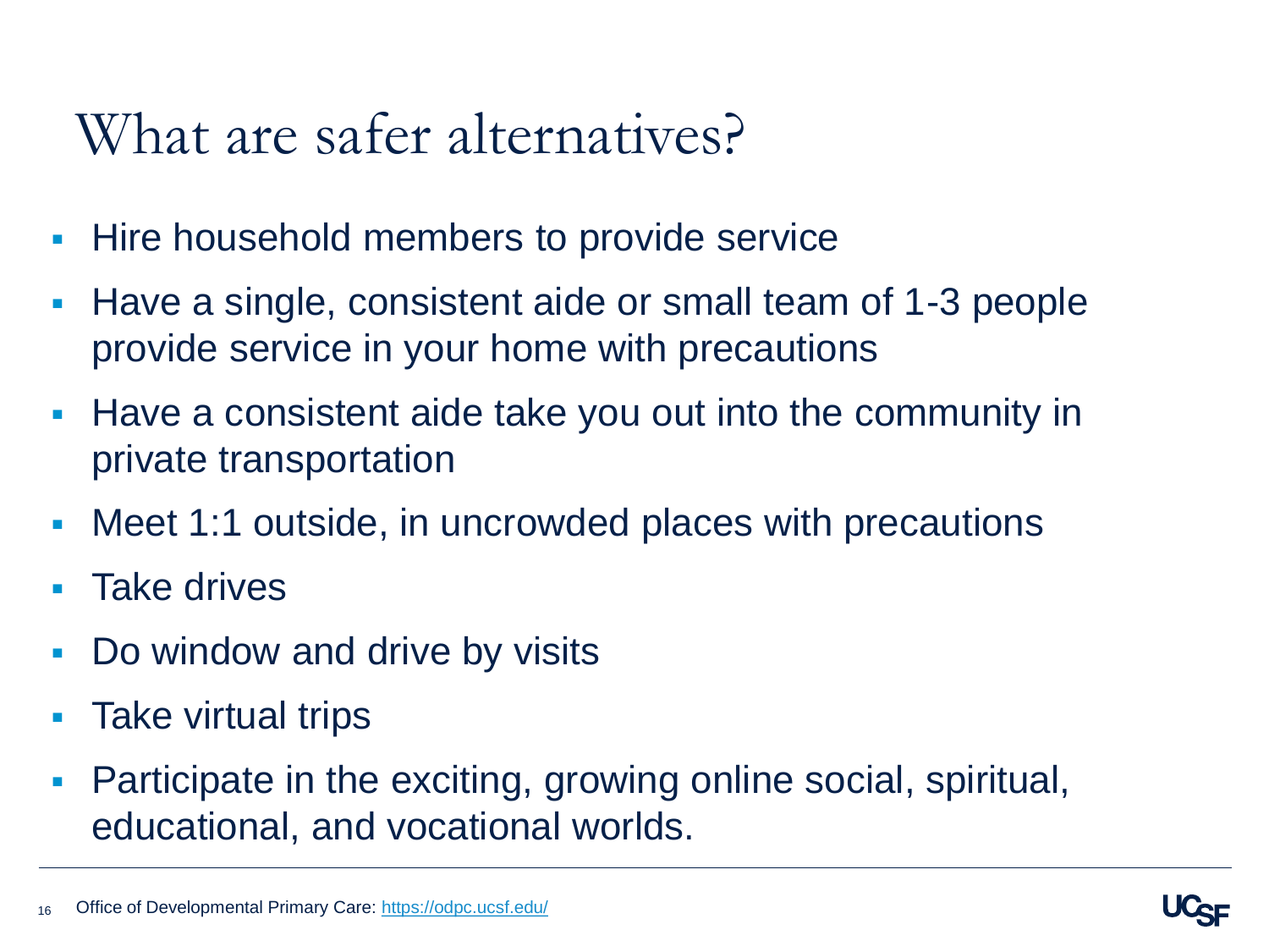# What are safer alternatives?

- Hire household members to provide service
- Have a single, consistent aide or small team of 1-3 people provide service in your home with precautions
- Have a consistent aide take you out into the community in private transportation
- Meet 1:1 outside, in uncrowded places with precautions
- Take drives
- Do window and drive by visits
- Take virtual trips
- Participate in the exciting, growing online social, spiritual, educational, and vocational worlds.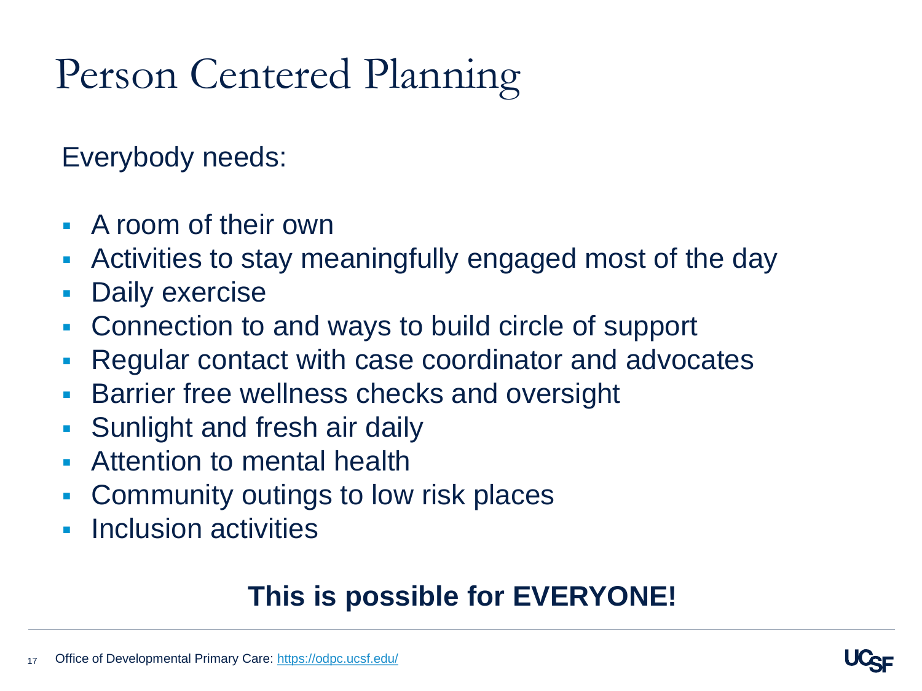# Person Centered Planning

Everybody needs:

- A room of their own
- Activities to stay meaningfully engaged most of the day
- Daily exercise
- Connection to and ways to build circle of support
- Regular contact with case coordinator and advocates
- Barrier free wellness checks and oversight
- Sunlight and fresh air daily
- Attention to mental health
- Community outings to low risk places
- Inclusion activities

**This is possible for EVERYONE!**

Office of Developmental Primary Care: https://odpc.ucsf.edu/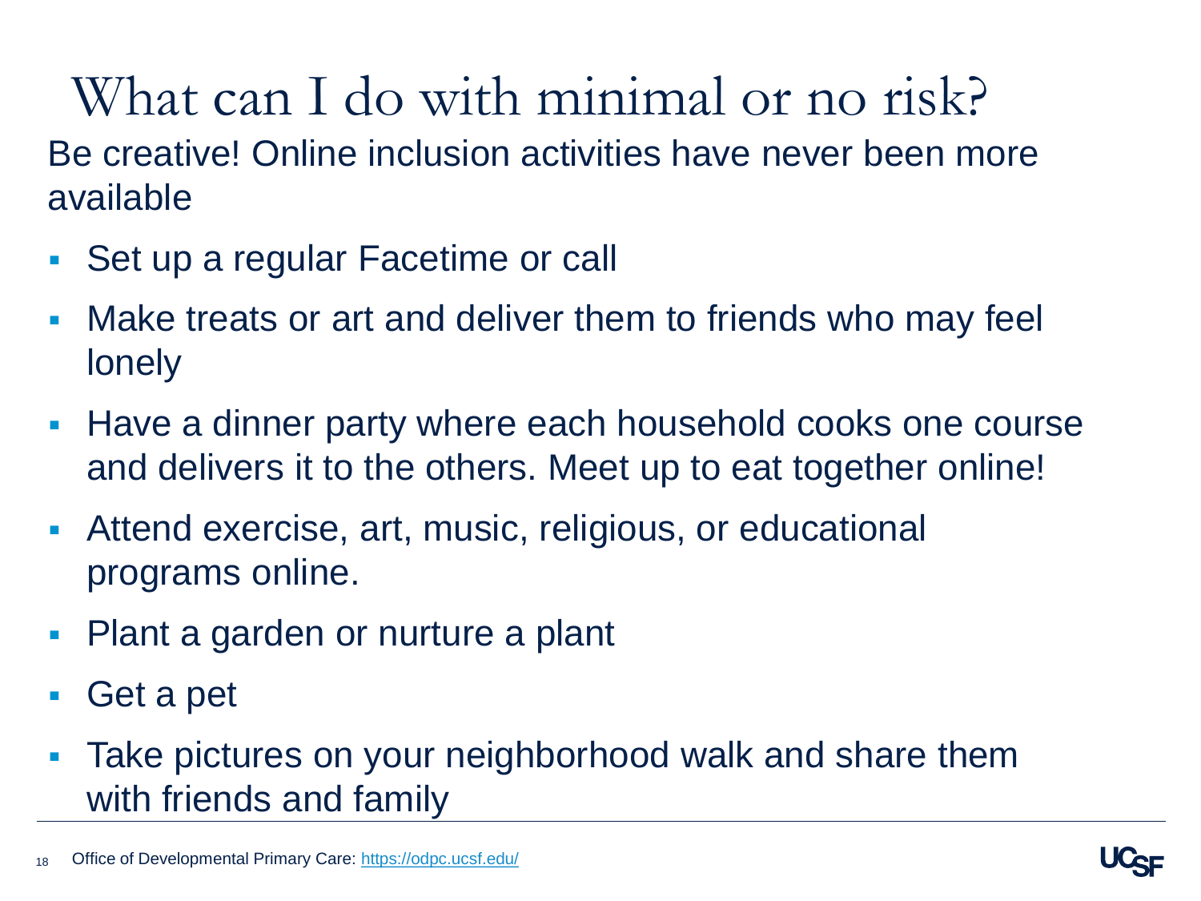# What can I do with minimal or no risk?

Be creative! Online inclusion activities have never been more available

- Set up a regular Facetime or call
- Make treats or art and deliver them to friends who may feel lonely
- Have a dinner party where each household cooks one course and delivers it to the others. Meet up to eat together online!
- Attend exercise, art, music, religious, or educational programs online.
- Plant a garden or nurture a plant
- Get a pet
- Take pictures on your neighborhood walk and share them with friends and family

Office of Developmental Primary Care: https://odpc.ucsf.edu/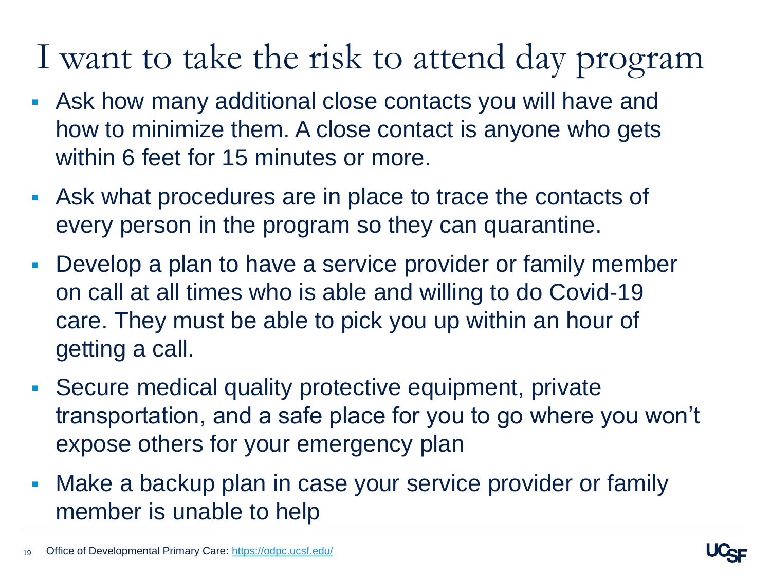# I want to take the risk to attend day program

- Ask how many additional close contacts you will have and how to minimize them. A close contact is anyone who gets within 6 feet for 15 minutes or more.
- Ask what procedures are in place to trace the contacts of every person in the program so they can quarantine.
- Develop a plan to have a service provider or family member on call at all times who is able and willing to do Covid-19 care. They must be able to pick you up within an hour of getting a call.
- Secure medical quality protective equipment, private transportation, and a safe place for you to go where you won't expose others for your emergency plan
- Make a backup plan in case your service provider or family member is unable to help

Office of Developmental Primary Care: https://odpc.ucsf.edu/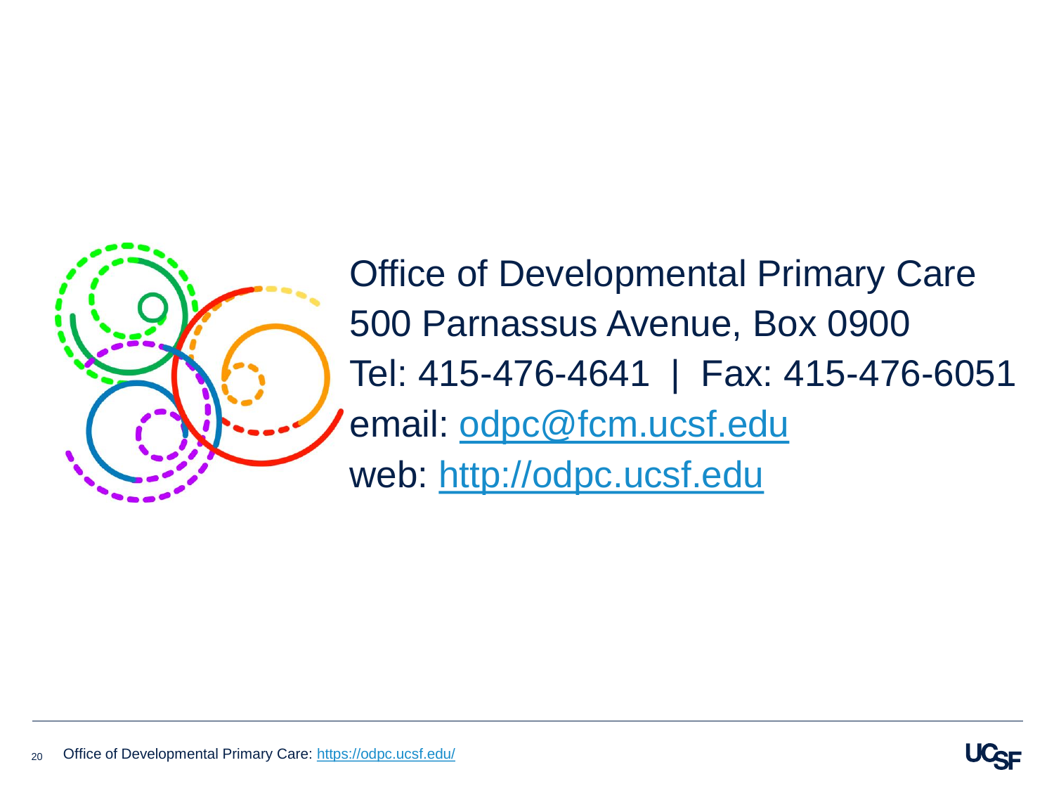Office of Developmental Primary Care
500 Parnassus Avenue, Box 0900
Tel: 415-476-4641 | Fax: 415-476-6051
email: odpc@fcm.ucsf.edu
web: http://odpc.ucsf.edu

Office of Developmental Primary Care: https://odpc.ucsf.edu/